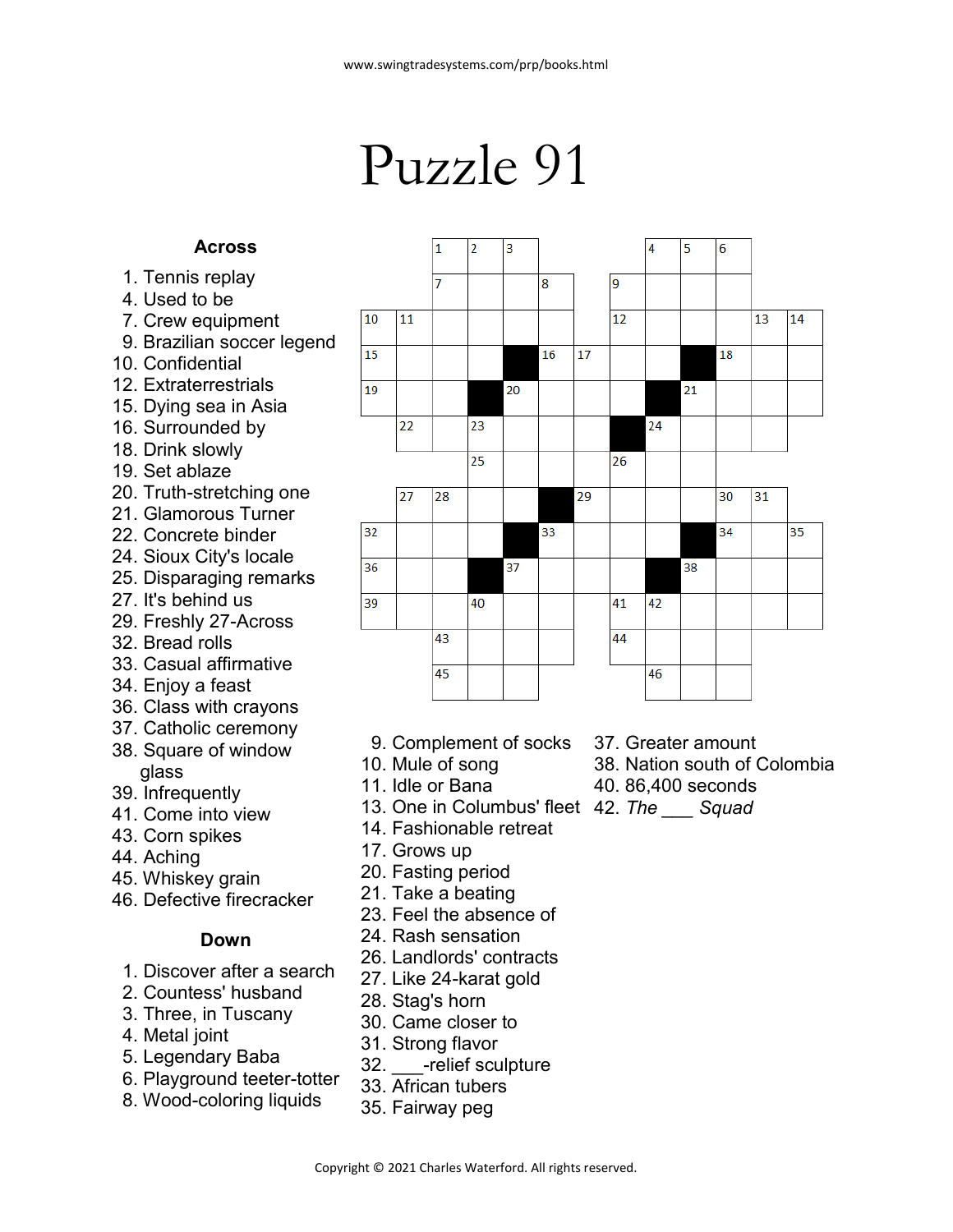www.swingtradesystems.com/prp/books.html

# Puzzle 91

## Across

1. Tennis replay
4. Used to be
7. Crew equipment
9. Brazilian soccer legend
10. Confidential
12. Extraterrestrials
15. Dying sea in Asia
16. Surrounded by
18. Drink slowly
19. Set ablaze
20. Truth-stretching one
21. Glamorous Turner
22. Concrete binder
24. Sioux City's locale
25. Disparaging remarks
27. It's behind us
29. Freshly 27-Across
32. Bread rolls
33. Casual affirmative
34. Enjoy a feast
36. Class with crayons
37. Catholic ceremony
38. Square of window glass
39. Infrequently
41. Come into view
43. Corn spikes
44. Aching
45. Whiskey grain
46. Defective firecracker

## Down

1. Discover after a search
2. Countess' husband
3. Three, in Tuscany
4. Metal joint
5. Legendary Baba
6. Playground teeter-totter
8. Wood-coloring liquids
9. Complement of socks
10. Mule of song
11. Idle or Bana
13. One in Columbus' fleet
14. Fashionable retreat
17. Grows up
20. Fasting period
21. Take a beating
23. Feel the absence of
24. Rash sensation
26. Landlords' contracts
27. Like 24-karat gold
28. Stag's horn
30. Came closer to
31. Strong flavor
32. ___-relief sculpture
33. African tubers
35. Fairway peg
37. Greater amount
38. Nation south of Colombia
40. 86,400 seconds
42. *The ___ Squad*

Copyright © 2021 Charles Waterford. All rights reserved.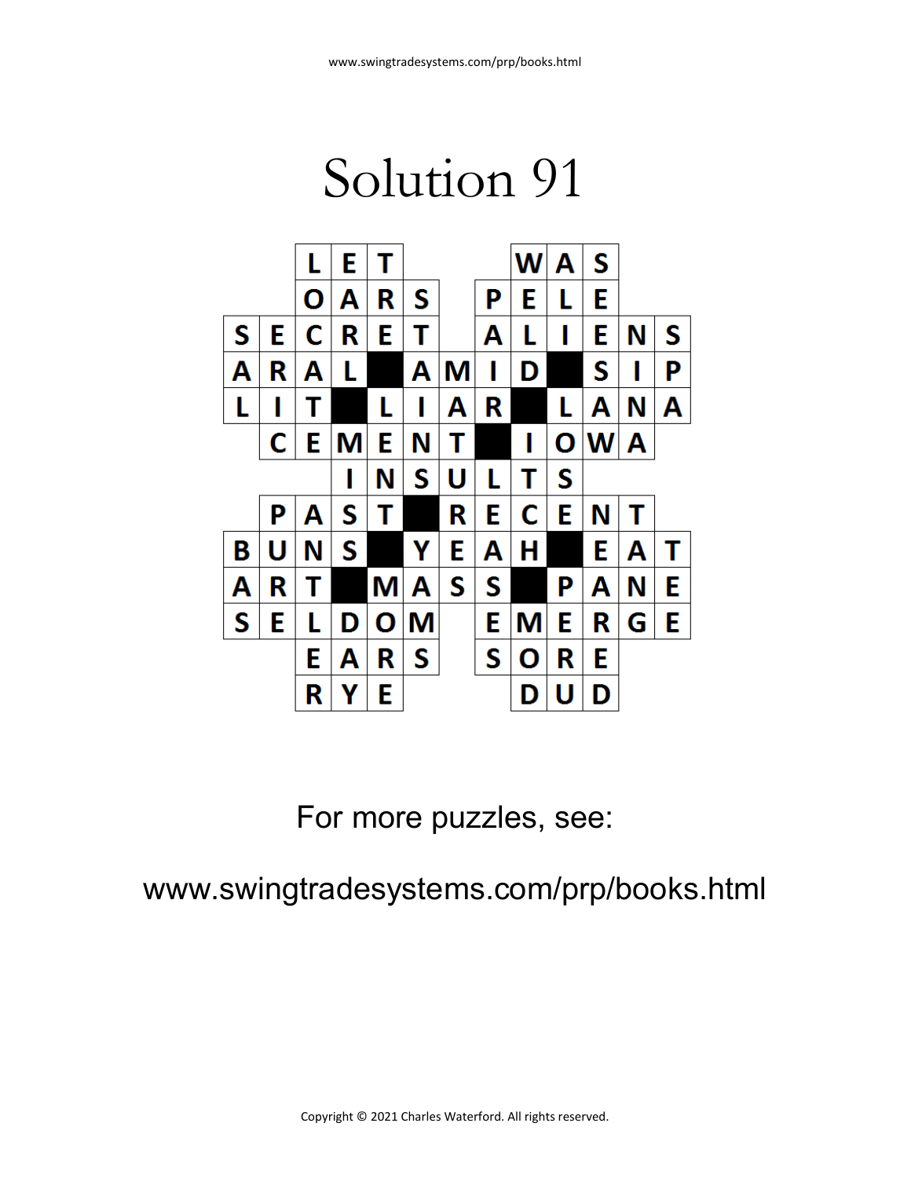# Solution 91

| | | | | | | | | | | | | |
|---|---|---|---|---|---|---|---|---|---|---|---|---|
| | | L | E | T | | | | W | A | S | | |
| | | O | A | R | S | | P | E | L | E | | |
| S | E | C | R | E | T | | A | L | I | E | N | S |
| A | R | A | L | ■ | A | M | I | D | ■ | S | I | P |
| L | I | T | ■ | L | I | A | R | ■ | L | A | N | A |
| | C | E | M | E | N | T | ■ | I | O | W | A | |
| | | | I | N | S | U | L | T | S | | | |
| | P | A | S | T | ■ | R | E | C | E | N | T | |
| B | U | N | S | ■ | Y | E | A | H | ■ | E | A | T |
| A | R | T | ■ | M | A | S | S | ■ | P | A | N | E |
| S | E | L | D | O | M | | E | M | E | R | G | E |
| | | E | A | R | S | | S | O | R | E | | |
| | | R | Y | E | | | | D | U | D | | |

For more puzzles, see:

www.swingtradesystems.com/prp/books.html

Copyright © 2021 Charles Waterford. All rights reserved.